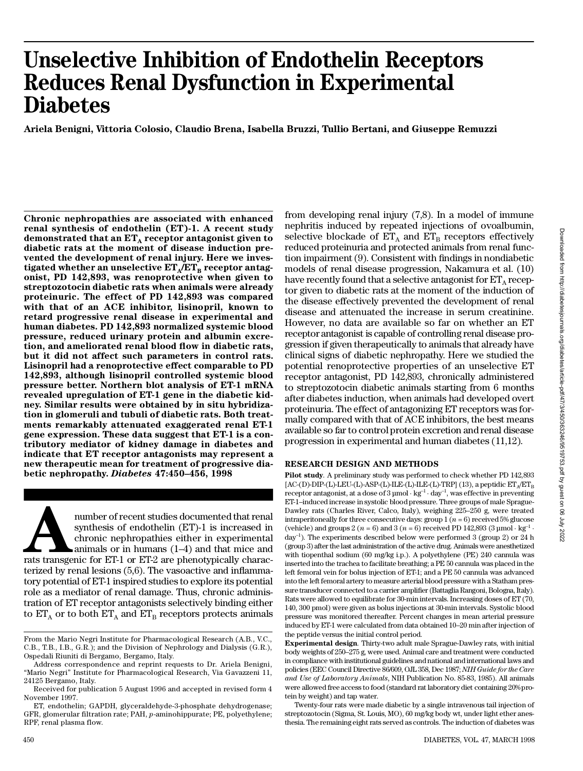# Unselective Inhibition of Endothelin Receptors Reduces Renal Dysfunction in Experimental Diabetes

**Ariela Benigni, Vittoria Colosio, Claudio Brena, Isabella Bruzzi, Tullio Bertani, and Giuseppe Remuzzi**

**Chronic nephropathies are associated with enhanced renal synthesis of endothelin (ET)-1. A recent study demonstrated that an $ET_A$ receptor antagonist given to diabetic rats at the moment of disease induction prevented the development of renal injury. Here we investigated whether an unselective $ET_A/ET_B$ receptor antagonist, PD 142,893, was renoprotective when given to streptozotocin diabetic rats when animals were already proteinuric. The effect of PD 142,893 was compared with that of an ACE inhibitor, lisinopril, known to retard progressive renal disease in experimental and human diabetes. PD 142,893 normalized systemic blood pressure, reduced urinary protein and albumin excretion, and ameliorated renal blood flow in diabetic rats, but it did not affect such parameters in control rats. Lisinopril had a renoprotective effect comparable to PD 142,893, although lisinopril controlled systemic blood pressure better. Northern blot analysis of ET-1 mRNA revealed upregulation of ET-1 gene in the diabetic kidney. Similar results were obtained by in situ hybridization in glomeruli and tubuli of diabetic rats. Both treatments remarkably attenuated exaggerated renal ET-1 gene expression. These data suggest that ET-1 is a contributory mediator of kidney damage in diabetes and indicate that ET receptor antagonists may represent a new therapeutic mean for treatment of progressive diabetic nephropathy.** ***Diabetes*** **47:450–456, 1998**

A number of recent studies documented that renal synthesis of endothelin (ET)-1 is increased in chronic nephropathies either in experimental animals or in humans (1–4) and that mice and rats transgenic for ET-1 or ET-2 are phenotypically characterized by renal lesions (5,6). The vasoactive and inflammatory potential of ET-1 inspired studies to explore its potential role as a mediator of renal damage. Thus, chronic administration of ET receptor antagonists selectively binding either to $ET_A$ or to both $ET_A$ and $ET_B$ receptors protects animals from developing renal injury (7,8). In a model of immune nephritis induced by repeated injections of ovoalbumin, selective blockade of $ET_A$ and $ET_B$ receptors effectively reduced proteinuria and protected animals from renal function impairment (9). Consistent with findings in nondiabetic models of renal disease progression, Nakamura et al. (10) have recently found that a selective antagonist for $ET_A$ receptor given to diabetic rats at the moment of the induction of the disease effectively prevented the development of renal disease and attenuated the increase in serum creatinine. However, no data are available so far on whether an ET receptor antagonist is capable of controlling renal disease progression if given therapeutically to animals that already have clinical signs of diabetic nephropathy. Here we studied the potential renoprotective properties of an unselective ET receptor antagonist, PD 142,893, chronically administered to streptozotocin diabetic animals starting from 6 months after diabetes induction, when animals had developed overt proteinuria. The effect of antagonizing ET receptors was formally compared with that of ACE inhibitors, the best means available so far to control protein excretion and renal disease progression in experimental and human diabetes (11,12).

## RESEARCH DESIGN AND METHODS

**Pilot study**. A preliminary study was performed to check whether PD 142,893 [AC-(D)-DIP-(L)-LEU-(L)-ASP-(L)-ILE-(L)-ILE-(L)-TRP] (13), a peptidic $ET_A/ET_B$ receptor antagonist, at a dose of 3 $\mu mol \cdot kg^{-1} \cdot day^{-1}$, was effective in preventing ET-1–induced increase in systolic blood pressure. Three groups of male Sprague-Dawley rats (Charles River, Calco, Italy), weighing 225–250 g, were treated intraperitoneally for three consecutive days: group 1 ($n = 6$) received 5% glucose (vehicle) and groups 2 ($n = 6$) and 3 ($n = 6$) received PD 142,893 (3 $\mu mol \cdot kg^{-1} \cdot day^{-1}$). The experiments described below were performed 3 (group 2) or 24 h (group 3) after the last administration of the active drug. Animals were anesthetized with tiopenthal sodium (60 mg/kg i.p.). A polyethylene (PE) 240 cannula was inserted into the trachea to facilitate breathing; a PE 50 cannula was placed in the left femoral vein for bolus injection of ET-1; and a PE 50 cannula was advanced into the left femoral artery to measure arterial blood pressure with a Statham pressure transducer connected to a carrier amplifier (Battaglia Rangoni, Bologna, Italy). Rats were allowed to equilibrate for 30-min intervals. Increasing doses of ET (70, 140, 300 pmol) were given as bolus injections at 30-min intervals. Systolic blood pressure was monitored thereafter. Percent changes in mean arterial pressure induced by ET-1 were calculated from data obtained 10–20 min after injection of the peptide versus the initial control period.

**Experimental design**. Thirty-two adult male Sprague-Dawley rats, with initial body weights of 250–275 g, were used. Animal care and treatment were conducted in compliance with institutional guidelines and national and international laws and policies (EEC Council Directive 86/609, OJL 358, Dec 1987; *NIH Guide for the Care and Use of Laboratory Animals*, NIH Publication No. 85-83, 1985). All animals were allowed free access to food (standard rat laboratory diet containing 20% protein by weight) and tap water.

Twenty-four rats were made diabetic by a single intravenous tail injection of streptozotocin (Sigma, St. Louis, MO), 60 mg/kg body wt, under light ether anesthesia. The remaining eight rats served as controls. The induction of diabetes was

From the Mario Negri Institute for Pharmacological Research (A.B., V.C., C.B., T.B., I.B., G.R.); and the Division of Nephrology and Dialysis (G.R.), Ospedali Riuniti di Bergamo, Bergamo, Italy.

Address correspondence and reprint requests to Dr. Ariela Benigni, "Mario Negri" Institute for Pharmacological Research, Via Gavazzeni 11, 24125 Bergamo, Italy.

Received for publication 5 August 1996 and accepted in revised form 4 November 1997.

ET, endothelin; GAPDH, glyceraldehyde-3-phosphate dehydrogenase; GFR, glomerular filtration rate; PAH, *p*-aminohippurate; PE, polyethylene; RPF, renal plasma flow.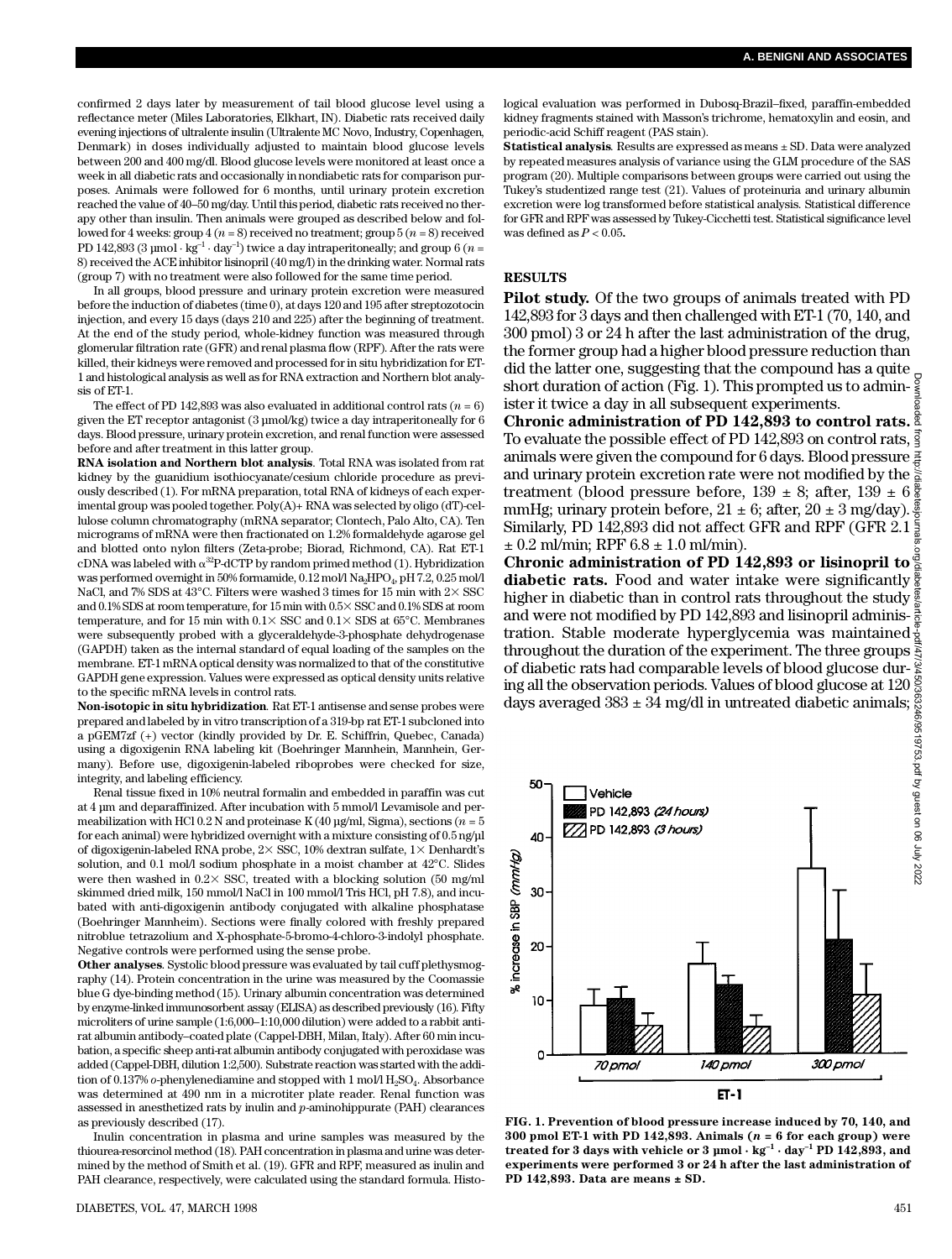confirmed 2 days later by measurement of tail blood glucose level using a reflectance meter (Miles Laboratories, Elkhart, IN). Diabetic rats received daily evening injections of ultralente insulin (Ultralente MC Novo, Industry, Copenhagen, Denmark) in doses individually adjusted to maintain blood glucose levels between 200 and 400 mg/dl. Blood glucose levels were monitored at least once a week in all diabetic rats and occasionally in nondiabetic rats for comparison purposes. Animals were followed for 6 months, until urinary protein excretion reached the value of 40–50 mg/day. Until this period, diabetic rats received no therapy other than insulin. Then animals were grouped as described below and followed for 4 weeks: group 4 ($n = 8$) received no treatment; group 5 ($n = 8$) received PD 142,893 (3 μmol · $kg^{-1}$ · $day^{-1}$) twice a day intraperitoneally; and group 6 ($n = 8$) received the ACE inhibitor lisinopril (40 mg/l) in the drinking water. Normal rats (group 7) with no treatment were also followed for the same time period.

In all groups, blood pressure and urinary protein excretion were measured before the induction of diabetes (time 0), at days 120 and 195 after streptozotocin injection, and every 15 days (days 210 and 225) after the beginning of treatment. At the end of the study period, whole-kidney function was measured through glomerular filtration rate (GFR) and renal plasma flow (RPF). After the rats were killed, their kidneys were removed and processed for in situ hybridization for ET-1 and histological analysis as well as for RNA extraction and Northern blot analysis of ET-1.

The effect of PD 142,893 was also evaluated in additional control rats ($n = 6$) given the ET receptor antagonist (3 μmol/kg) twice a day intraperitoneally for 6 days. Blood pressure, urinary protein excretion, and renal function were assessed before and after treatment in this latter group.

**RNA isolation and Northern blot analysis**. Total RNA was isolated from rat kidney by the guanidium isothiocyanate/cesium chloride procedure as previously described (1). For mRNA preparation, total RNA of kidneys of each experimental group was pooled together. Poly(A)+ RNA was selected by oligo (dT)-cellulose column chromatography (mRNA separator; Clontech, Palo Alto, CA). Ten micrograms of mRNA were then fractionated on 1.2% formaldehyde agarose gel and blotted onto nylon filters (Zeta-probe; Biorad, Richmond, CA). Rat ET-1 cDNA was labeled with $\alpha^{32}$P-dCTP by random primed method (1). Hybridization was performed overnight in 50% formamide, 0.12 mol/l $Na_2HPO_4$, pH 7.2, 0.25 mol/l NaCl, and 7% SDS at 43°C. Filters were washed 3 times for 15 min with 2× SSC and 0.1% SDS at room temperature, for 15 min with 0.5× SSC and 0.1% SDS at room temperature, and for 15 min with 0.1× SSC and 0.1× SDS at 65°C. Membranes were subsequently probed with a glyceraldehyde-3-phosphate dehydrogenase (GAPDH) taken as the internal standard of equal loading of the samples on the membrane. ET-1 mRNA optical density was normalized to that of the constitutive GAPDH gene expression. Values were expressed as optical density units relative to the specific mRNA levels in control rats.

**Non-isotopic in situ hybridization**. Rat ET-1 antisense and sense probes were prepared and labeled by in vitro transcription of a 319-bp rat ET-1 subcloned into a pGEM7zf (+) vector (kindly provided by Dr. E. Schiffrin, Quebec, Canada) using a digoxigenin RNA labeling kit (Boehringer Mannhein, Mannhein, Germany). Before use, digoxigenin-labeled riboprobes were checked for size, integrity, and labeling efficiency.

Renal tissue fixed in 10% neutral formalin and embedded in paraffin was cut at 4 μm and deparaffinized. After incubation with 5 mmol/l Levamisole and permeabilization with HCl 0.2 N and proteinase K (40 μg/ml, Sigma), sections ($n = 5$ for each animal) were hybridized overnight with a mixture consisting of 0.5 ng/μl of digoxigenin-labeled RNA probe, 2× SSC, 10% dextran sulfate, 1× Denhardt's solution, and 0.1 mol/l sodium phosphate in a moist chamber at 42°C. Slides were then washed in 0.2× SSC, treated with a blocking solution (50 mg/ml skimmed dried milk, 150 mmol/l NaCl in 100 mmol/l Tris HCl, pH 7.8), and incubated with anti-digoxigenin antibody conjugated with alkaline phosphatase (Boehringer Mannheim). Sections were finally colored with freshly prepared nitroblue tetrazolium and X-phosphate-5-bromo-4-chloro-3-indolyl phosphate. Negative controls were performed using the sense probe.

**Other analyses**. Systolic blood pressure was evaluated by tail cuff plethysmography (14). Protein concentration in the urine was measured by the Coomassie blue G dye-binding method (15). Urinary albumin concentration was determined by enzyme-linked immunosorbent assay (ELISA) as described previously (16). Fifty microliters of urine sample (1:6,000–1:10,000 dilution) were added to a rabbit anti-rat albumin antibody–coated plate (Cappel-DBH, Milan, Italy). After 60 min incubation, a specific sheep anti-rat albumin antibody conjugated with peroxidase was added (Cappel-DBH, dilution 1:2,500). Substrate reaction was started with the addition of 0.137% *o*-phenylenediamine and stopped with 1 mol/l $H_2SO_4$. Absorbance was determined at 490 nm in a microtiter plate reader. Renal function was assessed in anesthetized rats by inulin and *p*-aminohippurate (PAH) clearances as previously described (17).

Inulin concentration in plasma and urine samples was measured by the thiourea-resorcinol method (18). PAH concentration in plasma and urine was determined by the method of Smith et al. (19). GFR and RPF, measured as inulin and PAH clearance, respectively, were calculated using the standard formula. Histological evaluation was performed in Dubosq-Brazil–fixed, paraffin-embedded kidney fragments stained with Masson's trichrome, hematoxylin and eosin, and periodic-acid Schiff reagent (PAS stain).

**Statistical analysis**. Results are expressed as means ± SD. Data were analyzed by repeated measures analysis of variance using the GLM procedure of the SAS program (20). Multiple comparisons between groups were carried out using the Tukey's studentized range test (21). Values of proteinuria and urinary albumin excretion were log transformed before statistical analysis. Statistical difference for GFR and RPF was assessed by Tukey-Cicchetti test. Statistical significance level was defined as $P < 0.05$.

## RESULTS

**Pilot study.** Of the two groups of animals treated with PD 142,893 for 3 days and then challenged with ET-1 (70, 140, and 300 pmol) 3 or 24 h after the last administration of the drug, the former group had a higher blood pressure reduction than did the latter one, suggesting that the compound has a quite short duration of action (Fig. 1). This prompted us to administer it twice a day in all subsequent experiments.

**Chronic administration of PD 142,893 to control rats.** To evaluate the possible effect of PD 142,893 on control rats, animals were given the compound for 6 days. Blood pressure and urinary protein excretion rate were not modified by the treatment (blood pressure before, 139 ± 8; after, 139 ± 6 mmHg; urinary protein before, 21 ± 6; after, 20 ± 3 mg/day). Similarly, PD 142,893 did not affect GFR and RPF (GFR 2.1 ± 0.2 ml/min; RPF 6.8 ± 1.0 ml/min).

**Chronic administration of PD 142,893 or lisinopril to diabetic rats.** Food and water intake were significantly higher in diabetic than in control rats throughout the study and were not modified by PD 142,893 and lisinopril administration. Stable moderate hyperglycemia was maintained throughout the duration of the experiment. The three groups of diabetic rats had comparable levels of blood glucose during all the observation periods. Values of blood glucose at 120 days averaged 383 ± 34 mg/dl in untreated diabetic animals;

**FIG. 1. Prevention of blood pressure increase induced by 70, 140, and 300 pmol ET-1 with PD 142,893. Animals ($n = 6$ for each group) were treated for 3 days with vehicle or 3 μmol · $kg^{-1}$ · $day^{-1}$ PD 142,893, and experiments were performed 3 or 24 h after the last administration of PD 142,893. Data are means ± SD.**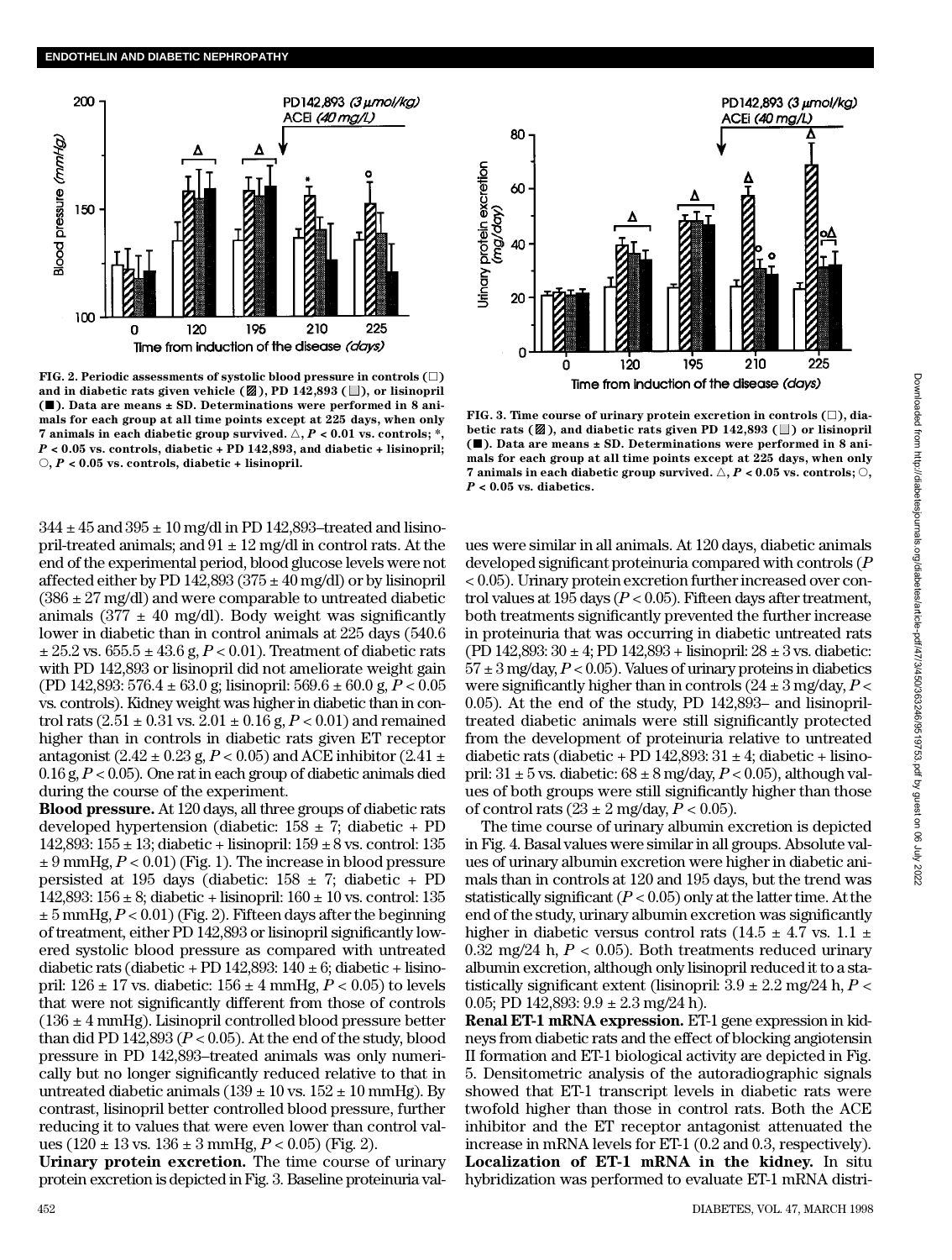FIG. 2. Periodic assessments of systolic blood pressure in controls (□) and in diabetic rats given vehicle (▨), PD 142,893 (▒), or lisinopril (■). Data are means ± SD. Determinations were performed in 8 animals for each group at all time points except at 225 days, when only 7 animals in each diabetic group survived. △, $P < 0.01$ vs. controls; *, $P < 0.05$ vs. controls, diabetic + PD 142,893, and diabetic + lisinopril; ○, $P < 0.05$ vs. controls, diabetic + lisinopril.

FIG. 3. Time course of urinary protein excretion in controls (□), diabetic rats (▨), and diabetic rats given PD 142,893 (▒) or lisinopril (■). Data are means ± SD. Determinations were performed in 8 animals for each group at all time points except at 225 days, when only 7 animals in each diabetic group survived. △, $P < 0.05$ vs. controls; ○, $P < 0.05$ vs. diabetics.

344 ± 45 and 395 ± 10 mg/dl in PD 142,893–treated and lisinopril-treated animals; and 91 ± 12 mg/dl in control rats. At the end of the experimental period, blood glucose levels were not affected either by PD 142,893 (375 ± 40 mg/dl) or by lisinopril (386 ± 27 mg/dl) and were comparable to untreated diabetic animals (377 ± 40 mg/dl). Body weight was significantly lower in diabetic than in control animals at 225 days (540.6 ± 25.2 vs. 655.5 ± 43.6 g, $P < 0.01$). Treatment of diabetic rats with PD 142,893 or lisinopril did not ameliorate weight gain (PD 142,893: 576.4 ± 63.0 g; lisinopril: 569.6 ± 60.0 g, $P < 0.05$ vs. controls). Kidney weight was higher in diabetic than in control rats (2.51 ± 0.31 vs. 2.01 ± 0.16 g, $P < 0.01$) and remained higher than in controls in diabetic rats given ET receptor antagonist (2.42 ± 0.23 g, $P < 0.05$) and ACE inhibitor (2.41 ± 0.16 g, $P < 0.05$). One rat in each group of diabetic animals died during the course of the experiment.

**Blood pressure.** At 120 days, all three groups of diabetic rats developed hypertension (diabetic: 158 ± 7; diabetic + PD 142,893: 155 ± 13; diabetic + lisinopril: 159 ± 8 vs. control: 135 ± 9 mmHg, $P < 0.01$) (Fig. 1). The increase in blood pressure persisted at 195 days (diabetic: 158 ± 7; diabetic + PD 142,893: 156 ± 8; diabetic + lisinopril: 160 ± 10 vs. control: 135 ± 5 mmHg, $P < 0.01$) (Fig. 2). Fifteen days after the beginning of treatment, either PD 142,893 or lisinopril significantly lowered systolic blood pressure as compared with untreated diabetic rats (diabetic + PD 142,893: 140 ± 6; diabetic + lisinopril: 126 ± 17 vs. diabetic: 156 ± 4 mmHg, $P < 0.05$) to levels that were not significantly different from those of controls (136 ± 4 mmHg). Lisinopril controlled blood pressure better than did PD 142,893 ($P < 0.05$). At the end of the study, blood pressure in PD 142,893–treated animals was only numerically but no longer significantly reduced relative to that in untreated diabetic animals (139 ± 10 vs. 152 ± 10 mmHg). By contrast, lisinopril better controlled blood pressure, further reducing it to values that were even lower than control values (120 ± 13 vs. 136 ± 3 mmHg, $P < 0.05$) (Fig. 2).

**Urinary protein excretion.** The time course of urinary protein excretion is depicted in Fig. 3. Baseline proteinuria values were similar in all animals. At 120 days, diabetic animals developed significant proteinuria compared with controls ($P < 0.05$). Urinary protein excretion further increased over control values at 195 days ($P < 0.05$). Fifteen days after treatment, both treatments significantly prevented the further increase in proteinuria that was occurring in diabetic untreated rats (PD 142,893: 30 ± 4; PD 142,893 + lisinopril: 28 ± 3 vs. diabetic: 57 ± 3 mg/day, $P < 0.05$). Values of urinary proteins in diabetics were significantly higher than in controls (24 ± 3 mg/day, $P < 0.05$). At the end of the study, PD 142,893– and lisinopril-treated diabetic animals were still significantly protected from the development of proteinuria relative to untreated diabetic rats (diabetic + PD 142,893: 31 ± 4; diabetic + lisinopril: 31 ± 5 vs. diabetic: 68 ± 8 mg/day, $P < 0.05$), although values of both groups were still significantly higher than those of control rats (23 ± 2 mg/day, $P < 0.05$).

The time course of urinary albumin excretion is depicted in Fig. 4. Basal values were similar in all groups. Absolute values of urinary albumin excretion were higher in diabetic animals than in controls at 120 and 195 days, but the trend was statistically significant ($P < 0.05$) only at the latter time. At the end of the study, urinary albumin excretion was significantly higher in diabetic versus control rats (14.5 ± 4.7 vs. 1.1 ± 0.32 mg/24 h, $P < 0.05$). Both treatments reduced urinary albumin excretion, although only lisinopril reduced it to a statistically significant extent (lisinopril: 3.9 ± 2.2 mg/24 h, $P < 0.05$; PD 142,893: 9.9 ± 2.3 mg/24 h).

**Renal ET-1 mRNA expression.** ET-1 gene expression in kidneys from diabetic rats and the effect of blocking angiotensin II formation and ET-1 biological activity are depicted in Fig. 5. Densitometric analysis of the autoradiographic signals showed that ET-1 transcript levels in diabetic rats were twofold higher than those in control rats. Both the ACE inhibitor and the ET receptor antagonist attenuated the increase in mRNA levels for ET-1 (0.2 and 0.3, respectively).

**Localization of ET-1 mRNA in the kidney.** In situ hybridization was performed to evaluate ET-1 mRNA distri-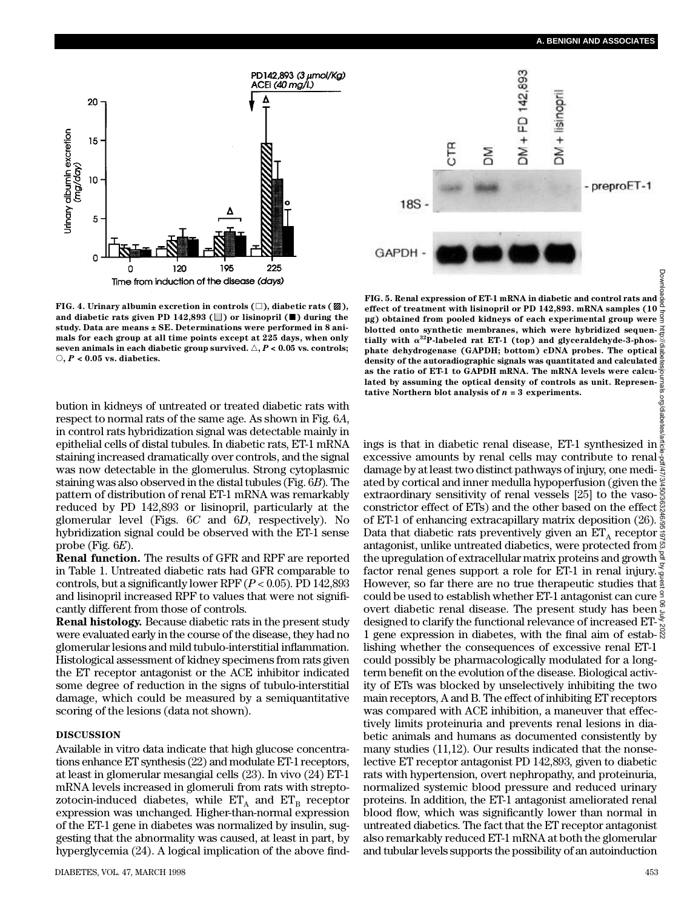FIG. 4. Urinary albumin excretion in controls (□), diabetic rats (▨), and diabetic rats given PD 142,893 (▦) or lisinopril (■) during the study. Data are means ± SE. Determinations were performed in 8 animals for each group at all time points except at 225 days, when only seven animals in each diabetic group survived. △, $P < 0.05$ vs. controls; ○, $P < 0.05$ vs. diabetics.

FIG. 5. Renal expression of ET-1 mRNA in diabetic and control rats and effect of treatment with lisinopril or PD 142,893. mRNA samples (10 µg) obtained from pooled kidneys of each experimental group were blotted onto synthetic membranes, which were hybridized sequentially with $\alpha^{32}$P-labeled rat ET-1 (top) and glyceraldehyde-3-phosphate dehydrogenase (GAPDH; bottom) cDNA probes. The optical density of the autoradiographic signals was quantitated and calculated as the ratio of ET-1 to GAPDH mRNA. The mRNA levels were calculated by assuming the optical density of controls as unit. Representative Northern blot analysis of $n = 3$ experiments.

bution in kidneys of untreated or treated diabetic rats with respect to normal rats of the same age. As shown in Fig. 6*A*, in control rats hybridization signal was detectable mainly in epithelial cells of distal tubules. In diabetic rats, ET-1 mRNA staining increased dramatically over controls, and the signal was now detectable in the glomerulus. Strong cytoplasmic staining was also observed in the distal tubules (Fig. 6*B*). The pattern of distribution of renal ET-1 mRNA was remarkably reduced by PD 142,893 or lisinopril, particularly at the glomerular level (Figs. 6*C* and 6*D*, respectively). No hybridization signal could be observed with the ET-1 sense probe (Fig. 6*E*).

**Renal function.** The results of GFR and RPF are reported in Table 1. Untreated diabetic rats had GFR comparable to controls, but a significantly lower RPF ($P < 0.05$). PD 142,893 and lisinopril increased RPF to values that were not significantly different from those of controls.

**Renal histology.** Because diabetic rats in the present study were evaluated early in the course of the disease, they had no glomerular lesions and mild tubulo-interstitial inflammation. Histological assessment of kidney specimens from rats given the ET receptor antagonist or the ACE inhibitor indicated some degree of reduction in the signs of tubulo-interstitial damage, which could be measured by a semiquantitative scoring of the lesions (data not shown).

## DISCUSSION

Available in vitro data indicate that high glucose concentrations enhance ET synthesis (22) and modulate ET-1 receptors, at least in glomerular mesangial cells (23). In vivo (24) ET-1 mRNA levels increased in glomeruli from rats with streptozotocin-induced diabetes, while $ET_A$ and $ET_B$ receptor expression was unchanged. Higher-than-normal expression of the ET-1 gene in diabetes was normalized by insulin, suggesting that the abnormality was caused, at least in part, by hyperglycemia (24). A logical implication of the above findings is that in diabetic renal disease, ET-1 synthesized in excessive amounts by renal cells may contribute to renal damage by at least two distinct pathways of injury, one mediated by cortical and inner medulla hypoperfusion (given the extraordinary sensitivity of renal vessels [25] to the vasoconstrictor effect of ETs) and the other based on the effect of ET-1 of enhancing extracapillary matrix deposition (26). Data that diabetic rats preventively given an $ET_A$ receptor antagonist, unlike untreated diabetics, were protected from the upregulation of extracellular matrix proteins and growth factor renal genes support a role for ET-1 in renal injury. However, so far there are no true therapeutic studies that could be used to establish whether ET-1 antagonist can cure overt diabetic renal disease. The present study has been designed to clarify the functional relevance of increased ET-1 gene expression in diabetes, with the final aim of establishing whether the consequences of excessive renal ET-1 could possibly be pharmacologically modulated for a long-term benefit on the evolution of the disease. Biological activity of ETs was blocked by unselectively inhibiting the two main receptors, A and B. The effect of inhibiting ET receptors was compared with ACE inhibition, a maneuver that effectively limits proteinuria and prevents renal lesions in diabetic animals and humans as documented consistently by many studies (11,12). Our results indicated that the nonselective ET receptor antagonist PD 142,893, given to diabetic rats with hypertension, overt nephropathy, and proteinuria, normalized systemic blood pressure and reduced urinary proteins. In addition, the ET antagonist ameliorated renal blood flow, which was significantly lower than normal in untreated diabetics. The fact that the ET receptor antagonist also remarkably reduced ET-1 mRNA at both the glomerular and tubular levels supports the possibility of an autoinduction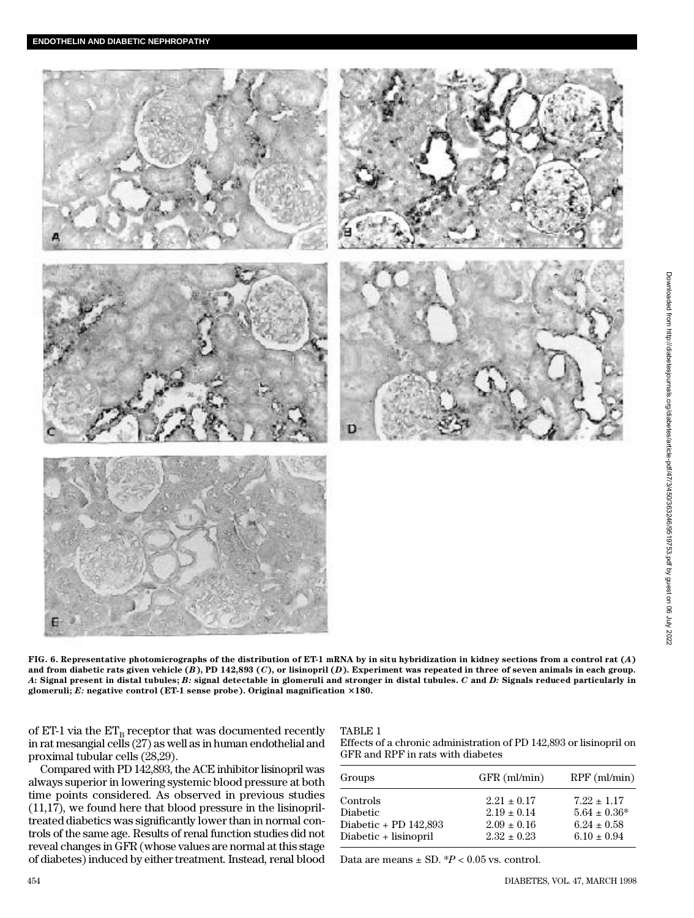FIG. 6. Representative photomicrographs of the distribution of ET-1 mRNA by in situ hybridization in kidney sections from a control rat (*A*) and from diabetic rats given vehicle (*B*), PD 142,893 (*C*), or lisinopril (*D*). Experiment was repeated in three of seven animals in each group. *A*: Signal present in distal tubules; *B:* signal detectable in glomeruli and stronger in distal tubules. *C* and *D:* Signals reduced particularly in glomeruli; *E:* negative control (ET-1 sense probe). Original magnification ×180.

of ET-1 via the $ET_B$ receptor that was documented recently in rat mesangial cells (27) as well as in human endothelial and proximal tubular cells (28,29).

Compared with PD 142,893, the ACE inhibitor lisinopril was always superior in lowering systemic blood pressure at both time points considered. As observed in previous studies (11,17), we found here that blood pressure in the lisinopril-treated diabetics was significantly lower than in normal controls of the same age. Results of renal function studies did not reveal changes in GFR (whose values are normal at this stage of diabetes) induced by either treatment. Instead, renal blood

TABLE 1

Effects of a chronic administration of PD 142,893 or lisinopril on GFR and RPF in rats with diabetes

| Groups | GFR (ml/min) | RPF (ml/min) |
|---|---|---|
| Controls | 2.21 ± 0.17 | 7.22 ± 1.17 |
| Diabetic | 2.19 ± 0.14 | 5.64 ± 0.36* |
| Diabetic + PD 142,893 | 2.09 ± 0.16 | 6.24 ± 0.58 |
| Diabetic + lisinopril | 2.32 ± 0.23 | 6.10 ± 0.94 |

Data are means ± SD. *$P < 0.05$ vs. control.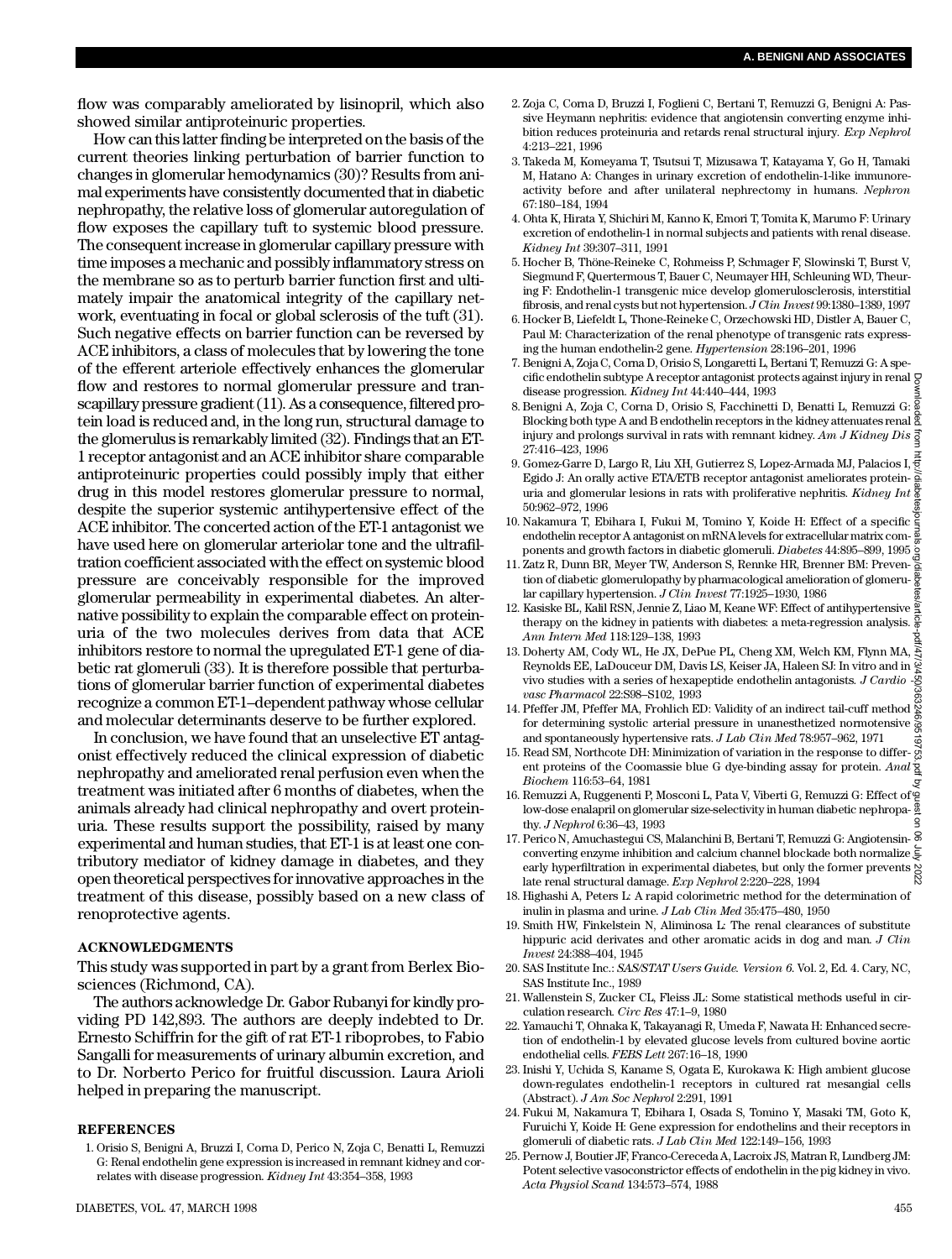flow was comparably ameliorated by lisinopril, which also showed similar antiproteinuric properties.

How can this latter finding be interpreted on the basis of the current theories linking perturbation of barrier function to changes in glomerular hemodynamics (30)? Results from animal experiments have consistently documented that in diabetic nephropathy, the relative loss of glomerular autoregulation of flow exposes the capillary tuft to systemic blood pressure. The consequent increase in glomerular capillary pressure with time imposes a mechanic and possibly inflammatory stress on the membrane so as to perturb barrier function first and ultimately impair the anatomical integrity of the capillary network, eventuating in focal or global sclerosis of the tuft (31). Such negative effects on barrier function can be reversed by ACE inhibitors, a class of molecules that by lowering the tone of the efferent arteriole effectively enhances the glomerular flow and restores to normal glomerular pressure and transcapillary pressure gradient (11). As a consequence, filtered protein load is reduced and, in the long run, structural damage to the glomerulus is remarkably limited (32). Findings that an ET-1 receptor antagonist and an ACE inhibitor share comparable antiproteinuric properties could possibly imply that either drug in this model restores glomerular pressure to normal, despite the superior systemic antihypertensive effect of the ACE inhibitor. The concerted action of the ET-1 antagonist we have used here on glomerular arteriolar tone and the ultrafiltration coefficient associated with the effect on systemic blood pressure are conceivably responsible for the improved glomerular permeability in experimental diabetes. An alternative possibility to explain the comparable effect on proteinuria of the two molecules derives from data that ACE inhibitors restore to normal the upregulated ET-1 gene of diabetic rat glomeruli (33). It is therefore possible that perturbations of glomerular barrier function of experimental diabetes recognize a common ET-1–dependent pathway whose cellular and molecular determinants deserve to be further explored.

In conclusion, we have found that an unselective ET antagonist effectively reduced the clinical expression of diabetic nephropathy and ameliorated renal perfusion even when the treatment was initiated after 6 months of diabetes, when the animals already had clinical nephropathy and overt proteinuria. These results support the possibility, raised by many experimental and human studies, that ET-1 is at least one contributory mediator of kidney damage in diabetes, and they open theoretical perspectives for innovative approaches in the treatment of this disease, possibly based on a new class of renoprotective agents.

## ACKNOWLEDGMENTS

This study was supported in part by a grant from Berlex Biosciences (Richmond, CA).

The authors acknowledge Dr. Gabor Rubanyi for kindly providing PD 142,893. The authors are deeply indebted to Dr. Ernesto Schiffrin for the gift of rat ET-1 riboprobes, to Fabio Sangalli for measurements of urinary albumin excretion, and to Dr. Norberto Perico for fruitful discussion. Laura Arioli helped in preparing the manuscript.

## REFERENCES

1. Orisio S, Benigni A, Bruzzi I, Corna D, Perico N, Zoja C, Benatti L, Remuzzi G: Renal endothelin gene expression is increased in remnant kidney and correlates with disease progression. *Kidney Int* 43:354–358, 1993
2. Zoja C, Corna D, Bruzzi I, Foglieni C, Bertani T, Remuzzi G, Benigni A: Passive Heymann nephritis: evidence that angiotensin converting enzyme inhibition reduces proteinuria and retards renal structural injury. *Exp Nephrol* 4:213–221, 1996
3. Takeda M, Komeyama T, Tsutsui T, Mizusawa T, Katayama Y, Go H, Tamaki M, Hatano A: Changes in urinary excretion of endothelin-1-like immunoreactivity before and after unilateral nephrectomy in humans. *Nephron* 67:180–184, 1994
4. Ohta K, Hirata Y, Shichiri M, Kanno K, Emori T, Tomita K, Marumo F: Urinary excretion of endothelin-1 in normal subjects and patients with renal disease. *Kidney Int* 39:307–311, 1991
5. Hocher B, Thöne-Reineke C, Rohmeiss P, Schmager F, Slowinski T, Burst V, Siegmund F, Quertermous T, Bauer C, Neumayer HH, Schleuning WD, Theuring F: Endothelin-1 transgenic mice develop glomerulosclerosis, interstitial fibrosis, and renal cysts but not hypertension. *J Clin Invest* 99:1380–1389, 1997
6. Hocker B, Liefeldt L, Thone-Reineke C, Orzechowski HD, Distler A, Bauer C, Paul M: Characterization of the renal phenotype of transgenic rats expressing the human endothelin-2 gene. *Hypertension* 28:196–201, 1996
7. Benigni A, Zoja C, Corna D, Orisio S, Longaretti L, Bertani T, Remuzzi G: A specific endothelin subtype A receptor antagonist protects against injury in renal disease progression. *Kidney Int* 44:440–444, 1993
8. Benigni A, Zoja C, Corna D, Orisio S, Facchinetti D, Benatti L, Remuzzi G: Blocking both type A and B endothelin receptors in the kidney attenuates renal injury and prolongs survival in rats with remnant kidney. *Am J Kidney Dis* 27:416–423, 1996
9. Gomez-Garre D, Largo R, Liu XH, Gutierrez S, Lopez-Armada MJ, Palacios I, Egido J: An orally active ETA/ETB receptor antagonist ameliorates proteinuria and glomerular lesions in rats with proliferative nephritis. *Kidney Int* 50:962–972, 1996
10. Nakamura T, Ebihara I, Fukui M, Tomino Y, Koide H: Effect of a specific endothelin receptor A antagonist on mRNA levels for extracellular matrix components and growth factors in diabetic glomeruli. *Diabetes* 44:895–899, 1995
11. Zatz R, Dunn BR, Meyer TW, Anderson S, Rennke HR, Brenner BM: Prevention of diabetic glomerulopathy by pharmacological amelioration of glomerular capillary hypertension. *J Clin Invest* 77:1925–1930, 1986
12. Kasiske BL, Kalil RSN, Jennie Z, Liao M, Keane WF: Effect of antihypertensive therapy on the kidney in patients with diabetes: a meta-regression analysis. *Ann Intern Med* 118:129–138, 1993
13. Doherty AM, Cody WL, He JX, DePue PL, Cheng XM, Welch KM, Flynn MA, Reynolds EE, LaDouceur DM, Davis LS, Keiser JA, Haleen SJ: In vitro and in vivo studies with a series of hexapeptide endothelin antagonists. *J Cardiovasc Pharmacol* 22:S98–S102, 1993
14. Pfeffer JM, Pfeffer MA, Frohlich ED: Validity of an indirect tail-cuff method for determining systolic arterial pressure in unanesthetized normotensive and spontaneously hypertensive rats. *J Lab Clin Med* 78:957–962, 1971
15. Read SM, Northcote DH: Minimization of variation in the response to different proteins of the Coomassie blue G dye-binding assay for protein. *Anal Biochem* 116:53–64, 1981
16. Remuzzi A, Ruggenenti P, Mosconi L, Pata V, Viberti G, Remuzzi G: Effect of low-dose enalapril on glomerular size-selectivity in human diabetic nephropathy. *J Nephrol* 6:36–43, 1993
17. Perico N, Amuchastegui CS, Malanchini B, Bertani T, Remuzzi G: Angiotensin-converting enzyme inhibition and calcium channel blockade both normalize early hyperfiltration in experimental diabetes, but only the former prevents late renal structural damage. *Exp Nephrol* 2:220–228, 1994
18. Highashi A, Peters L: A rapid colorimetric method for the determination of inulin in plasma and urine. *J Lab Clin Med* 35:475–480, 1950
19. Smith HW, Finkelstein N, Aliminosa L: The renal clearances of substitute hippuric acid derivates and other aromatic acids in dog and man. *J Clin Invest* 24:388–404, 1945
20. SAS Institute Inc.: *SAS/STAT Users Guide. Version 6*. Vol. 2, Ed. 4. Cary, NC, SAS Institute Inc., 1989
21. Wallenstein S, Zucker CL, Fleiss JL: Some statistical methods useful in circulation research. *Circ Res* 47:1–9, 1980
22. Yamauchi T, Ohnaka K, Takayanagi R, Umeda F, Nawata H: Enhanced secretion of endothelin-1 by elevated glucose levels from cultured bovine aortic endothelial cells. *FEBS Lett* 267:16–18, 1990
23. Inishi Y, Uchida S, Kaname S, Ogata E, Kurokawa K: High ambient glucose down-regulates endothelin-1 receptors in cultured rat mesangial cells (Abstract). *J Am Soc Nephrol* 2:291, 1991
24. Fukui M, Nakamura T, Ebihara I, Osada S, Tomino Y, Masaki TM, Goto K, Furuichi Y, Koide H: Gene expression for endothelins and their receptors in glomeruli of diabetic rats. *J Lab Clin Med* 122:149–156, 1993
25. Pernow J, Boutier JF, Franco-Cereceda A, Lacroix JS, Matran R, Lundberg JM: Potent selective vasoconstrictor effects of endothelin in the pig kidney in vivo. *Acta Physiol Scand* 134:573–574, 1988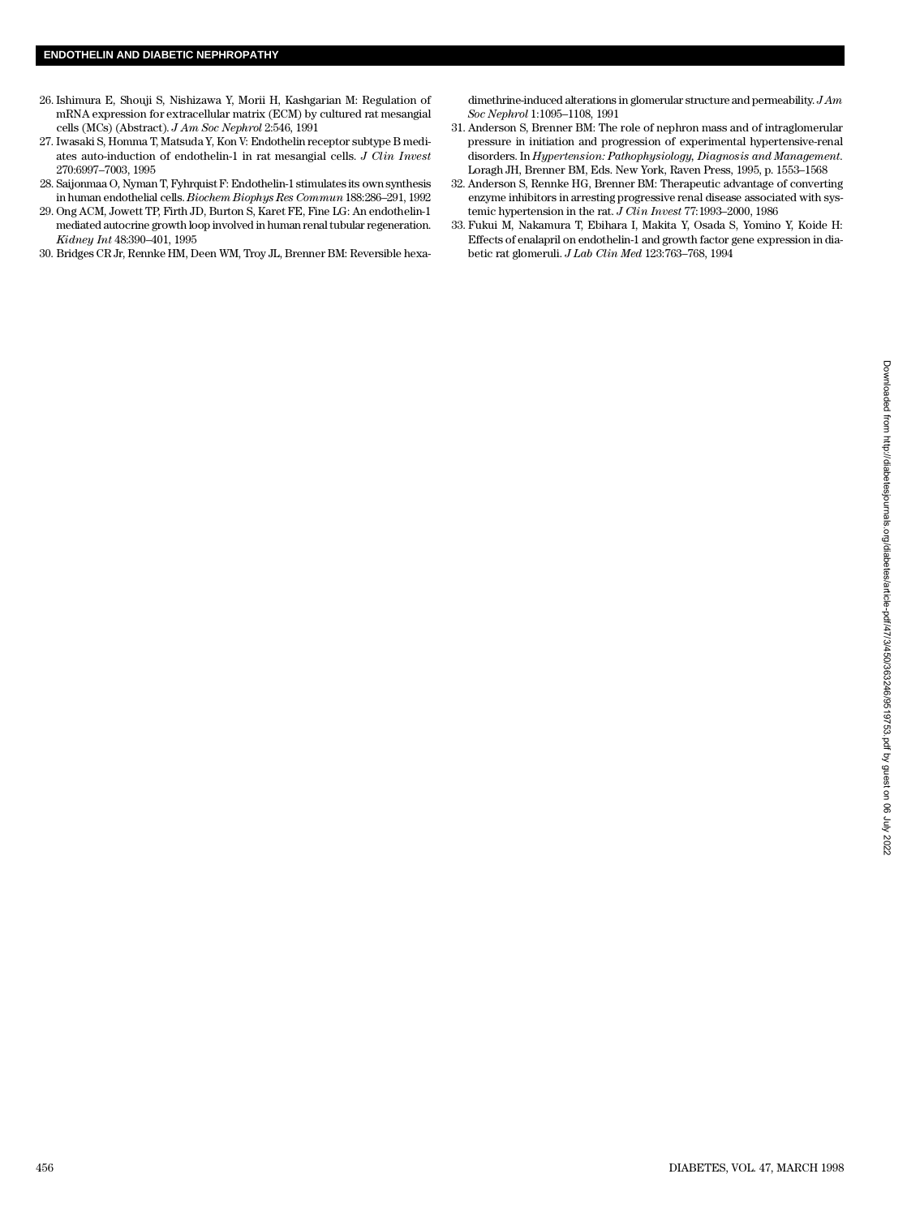26. Ishimura E, Shouji S, Nishizawa Y, Morii H, Kashgarian M: Regulation of mRNA expression for extracellular matrix (ECM) by cultured rat mesangial cells (MCs) (Abstract). *J Am Soc Nephrol* 2:546, 1991
27. Iwasaki S, Homma T, Matsuda Y, Kon V: Endothelin receptor subtype B mediates auto-induction of endothelin-1 in rat mesangial cells. *J Clin Invest* 270:6997–7003, 1995
28. Saijonmaa O, Nyman T, Fyhrquist F: Endothelin-1 stimulates its own synthesis in human endothelial cells. *Biochem Biophys Res Commun* 188:286–291, 1992
29. Ong ACM, Jowett TP, Firth JD, Burton S, Karet FE, Fine LG: An endothelin-1 mediated autocrine growth loop involved in human renal tubular regeneration. *Kidney Int* 48:390–401, 1995
30. Bridges CR Jr, Rennke HM, Deen WM, Troy JL, Brenner BM: Reversible hexadimethrine-induced alterations in glomerular structure and permeability. *J Am Soc Nephrol* 1:1095–1108, 1991
31. Anderson S, Brenner BM: The role of nephron mass and of intraglomerular pressure in initiation and progression of experimental hypertensive-renal disorders. In *Hypertension: Pathophysiology, Diagnosis and Management*. Loragh JH, Brenner BM, Eds. New York, Raven Press, 1995, p. 1553–1568
32. Anderson S, Rennke HG, Brenner BM: Therapeutic advantage of converting enzyme inhibitors in arresting progressive renal disease associated with systemic hypertension in the rat. *J Clin Invest* 77:1993–2000, 1986
33. Fukui M, Nakamura T, Ebihara I, Makita Y, Osada S, Yomino Y, Koide H: Effects of enalapril on endothelin-1 and growth factor gene expression in diabetic rat glomeruli. *J Lab Clin Med* 123:763–768, 1994